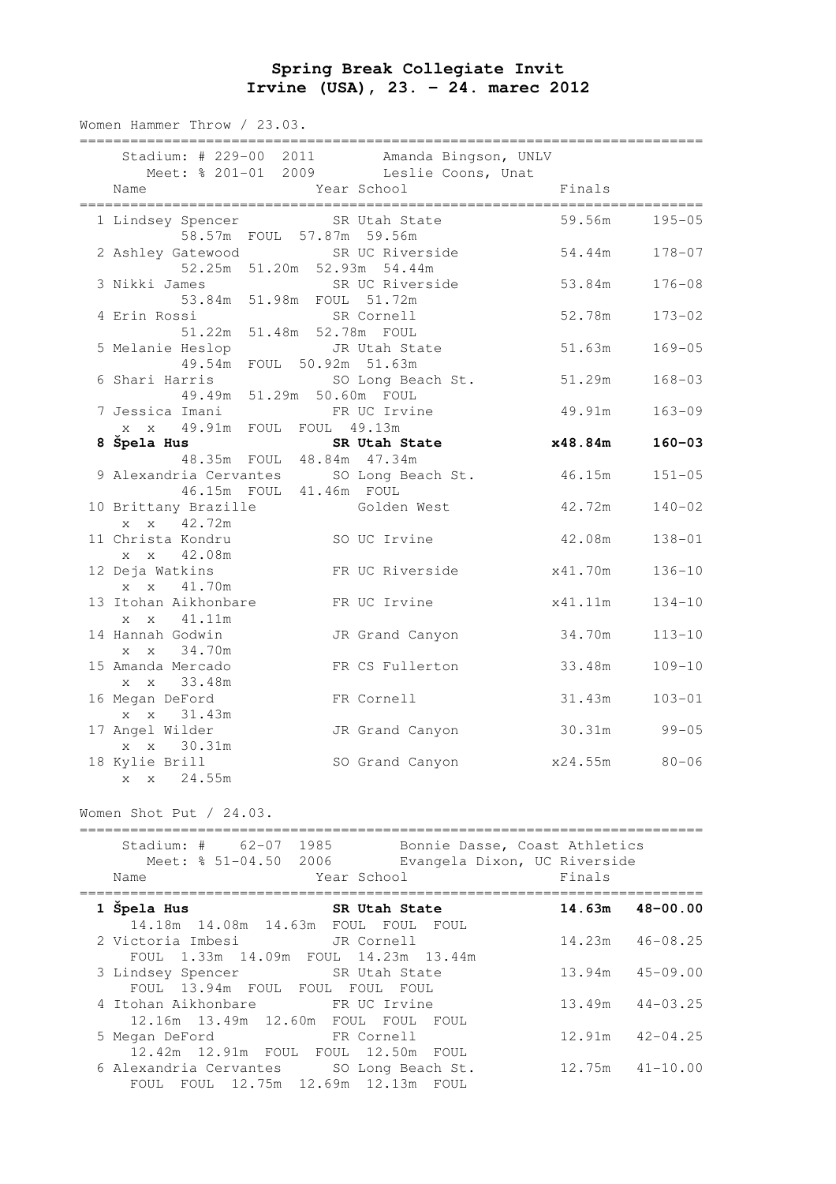# Spring Break Collegiate Invit
# Irvine (USA), 23. - 24. marec 2012

Women Hammer Throw / 23.03.

Stadium: # 229-00 2011 Amanda Bingson, UNLV
Meet: % 201-01 2009 Leslie Coons, Unat

| Place | Name | Year | School | Finals | |
|---|---|---|---|---|---|
| 1 | Lindsey Spencer | SR | Utah State | 59.56m | 195-05 |
| | 58.57m FOUL 57.87m 59.56m | | | | |
| 2 | Ashley Gatewood | SR | UC Riverside | 54.44m | 178-07 |
| | 52.25m 51.20m 52.93m 54.44m | | | | |
| 3 | Nikki James | SR | UC Riverside | 53.84m | 176-08 |
| | 53.84m 51.98m FOUL 51.72m | | | | |
| 4 | Erin Rossi | SR | Cornell | 52.78m | 173-02 |
| | 51.22m 51.48m 52.78m FOUL | | | | |
| 5 | Melanie Heslop | JR | Utah State | 51.63m | 169-05 |
| | 49.54m FOUL 50.92m 51.63m | | | | |
| 6 | Shari Harris | SO | Long Beach St. | 51.29m | 168-03 |
| | 49.49m 51.29m 50.60m FOUL | | | | |
| 7 | Jessica Imani | FR | UC Irvine | 49.91m | 163-09 |
| | x x 49.91m FOUL FOUL 49.13m | | | | |
| **8** | **Špela Hus** | **SR** | **Utah State** | **x48.84m** | **160-03** |
| | 48.35m FOUL 48.84m 47.34m | | | | |
| 9 | Alexandria Cervantes | SO | Long Beach St. | 46.15m | 151-05 |
| | 46.15m FOUL 41.46m FOUL | | | | |
| 10 | Brittany Brazille | | Golden West | 42.72m | 140-02 |
| | x x 42.72m | | | | |
| 11 | Christa Kondru | SO | UC Irvine | 42.08m | 138-01 |
| | x x 42.08m | | | | |
| 12 | Deja Watkins | FR | UC Riverside | x41.70m | 136-10 |
| | x x 41.70m | | | | |
| 13 | Itohan Aikhonbare | FR | UC Irvine | x41.11m | 134-10 |
| | x x 41.11m | | | | |
| 14 | Hannah Godwin | JR | Grand Canyon | 34.70m | 113-10 |
| | x x 34.70m | | | | |
| 15 | Amanda Mercado | FR | CS Fullerton | 33.48m | 109-10 |
| | x x 33.48m | | | | |
| 16 | Megan DeFord | FR | Cornell | 31.43m | 103-01 |
| | x x 31.43m | | | | |
| 17 | Angel Wilder | JR | Grand Canyon | 30.31m | 99-05 |
| | x x 30.31m | | | | |
| 18 | Kylie Brill | SO | Grand Canyon | x24.55m | 80-06 |
| | x x 24.55m | | | | |

Women Shot Put / 24.03.

Stadium: # 62-07 1985 Bonnie Dasse, Coast Athletics
Meet: % 51-04.50 2006 Evangela Dixon, UC Riverside

| Place | Name | Year | School | Finals | |
|---|---|---|---|---|---|
| **1** | **Špela Hus** | **SR** | **Utah State** | **14.63m** | **48-00.00** |
| | 14.18m 14.08m 14.63m FOUL FOUL FOUL | | | | |
| 2 | Victoria Imbesi | JR | Cornell | 14.23m | 46-08.25 |
| | FOUL 1.33m 14.09m FOUL 14.23m 13.44m | | | | |
| 3 | Lindsey Spencer | SR | Utah State | 13.94m | 45-09.00 |
| | FOUL 13.94m FOUL FOUL FOUL FOUL | | | | |
| 4 | Itohan Aikhonbare | FR | UC Irvine | 13.49m | 44-03.25 |
| | 12.16m 13.49m 12.60m FOUL FOUL FOUL | | | | |
| 5 | Megan DeFord | FR | Cornell | 12.91m | 42-04.25 |
| | 12.42m 12.91m FOUL FOUL 12.50m FOUL | | | | |
| 6 | Alexandria Cervantes | SO | Long Beach St. | 12.75m | 41-10.00 |
| | FOUL FOUL 12.75m 12.69m 12.13m FOUL | | | | |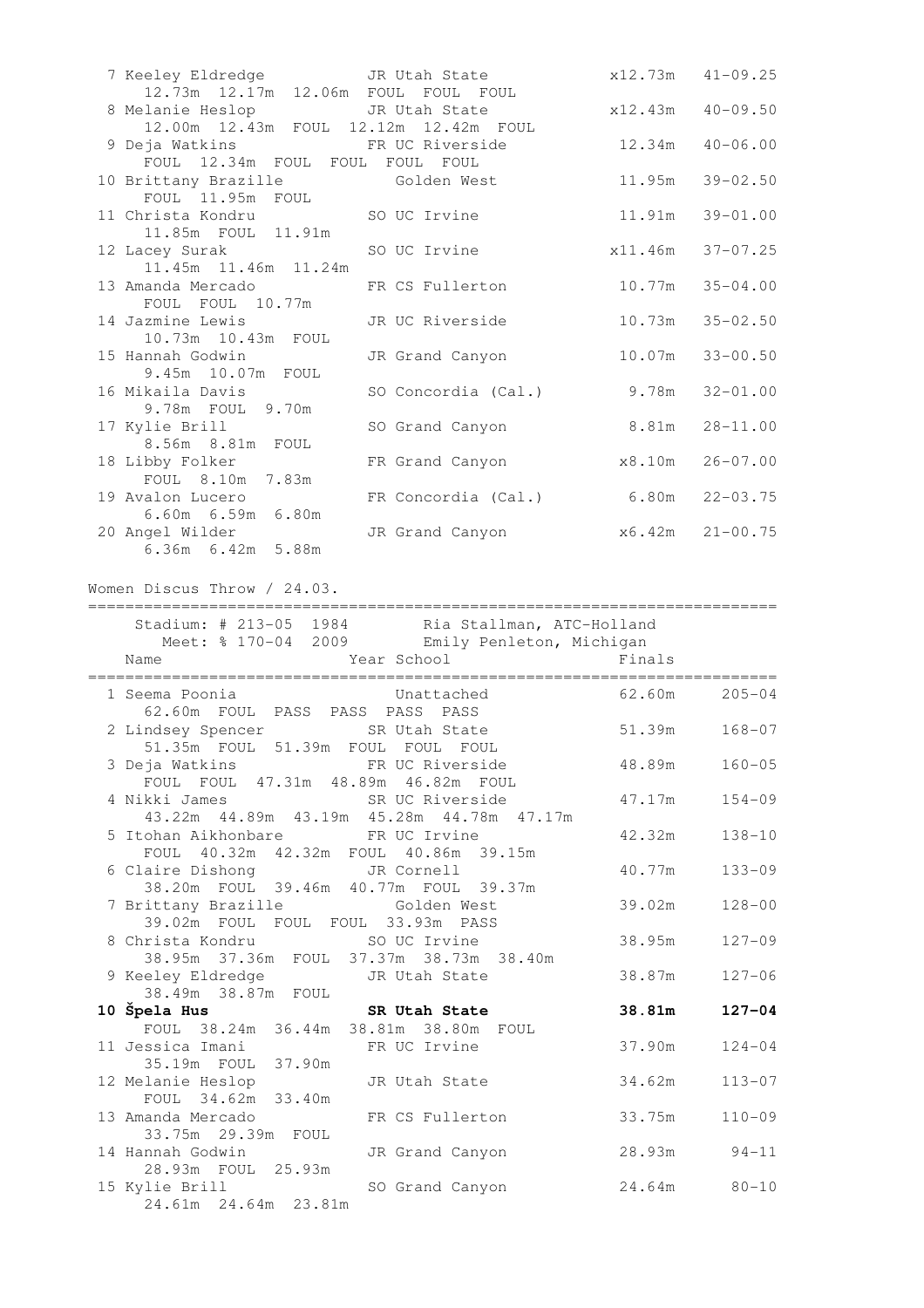| | | | | |
|---|---|---|---|---|
| 7 | Keeley Eldredge | JR Utah State | x12.73m | 41-09.25 |
| | 12.73m 12.17m 12.06m FOUL FOUL FOUL | | | |
| 8 | Melanie Heslop | JR Utah State | x12.43m | 40-09.50 |
| | 12.00m 12.43m FOUL 12.12m 12.42m FOUL | | | |
| 9 | Deja Watkins | FR UC Riverside | 12.34m | 40-06.00 |
| | FOUL 12.34m FOUL FOUL FOUL FOUL | | | |
| 10 | Brittany Brazille | Golden West | 11.95m | 39-02.50 |
| | FOUL 11.95m FOUL | | | |
| 11 | Christa Kondru | SO UC Irvine | 11.91m | 39-01.00 |
| | 11.85m FOUL 11.91m | | | |
| 12 | Lacey Surak | SO UC Irvine | x11.46m | 37-07.25 |
| | 11.45m 11.46m 11.24m | | | |
| 13 | Amanda Mercado | FR CS Fullerton | 10.77m | 35-04.00 |
| | FOUL FOUL 10.77m | | | |
| 14 | Jazmine Lewis | JR UC Riverside | 10.73m | 35-02.50 |
| | 10.73m 10.43m FOUL | | | |
| 15 | Hannah Godwin | JR Grand Canyon | 10.07m | 33-00.50 |
| | 9.45m 10.07m FOUL | | | |
| 16 | Mikaila Davis | SO Concordia (Cal.) | 9.78m | 32-01.00 |
| | 9.78m FOUL 9.70m | | | |
| 17 | Kylie Brill | SO Grand Canyon | 8.81m | 28-11.00 |
| | 8.56m 8.81m FOUL | | | |
| 18 | Libby Folker | FR Grand Canyon | x8.10m | 26-07.00 |
| | FOUL 8.10m 7.83m | | | |
| 19 | Avalon Lucero | FR Concordia (Cal.) | 6.80m | 22-03.75 |
| | 6.60m 6.59m 6.80m | | | |
| 20 | Angel Wilder | JR Grand Canyon | x6.42m | 21-00.75 |
| | 6.36m 6.42m 5.88m | | | |

Women Discus Throw / 24.03.

Stadium: # 213-05 1984 Ria Stallman, ATC-Holland
Meet: % 170-04 2009 Emily Penleton, Michigan

| | Name | Year School | Finals | |
|---|---|---|---|---|
| 1 | Seema Poonia | Unattached | 62.60m | 205-04 |
| | 62.60m FOUL PASS PASS PASS PASS | | | |
| 2 | Lindsey Spencer | SR Utah State | 51.39m | 168-07 |
| | 51.35m FOUL 51.39m FOUL FOUL FOUL | | | |
| 3 | Deja Watkins | FR UC Riverside | 48.89m | 160-05 |
| | FOUL FOUL 47.31m 48.89m 46.82m FOUL | | | |
| 4 | Nikki James | SR UC Riverside | 47.17m | 154-09 |
| | 43.22m 44.89m 43.19m 45.28m 44.78m 47.17m | | | |
| 5 | Itohan Aikhonbare | FR UC Irvine | 42.32m | 138-10 |
| | FOUL 40.32m 42.32m FOUL 40.86m 39.15m | | | |
| 6 | Claire Dishong | JR Cornell | 40.77m | 133-09 |
| | 38.20m FOUL 39.46m 40.77m FOUL 39.37m | | | |
| 7 | Brittany Brazille | Golden West | 39.02m | 128-00 |
| | 39.02m FOUL FOUL FOUL 33.93m PASS | | | |
| 8 | Christa Kondru | SO UC Irvine | 38.95m | 127-09 |
| | 38.95m 37.36m FOUL 37.37m 38.73m 38.40m | | | |
| 9 | Keeley Eldredge | JR Utah State | 38.87m | 127-06 |
| | 38.49m 38.87m FOUL | | | |
| **10** | **Špela Hus** | **SR Utah State** | **38.81m** | **127-04** |
| | FOUL 38.24m 36.44m 38.81m 38.80m FOUL | | | |
| 11 | Jessica Imani | FR UC Irvine | 37.90m | 124-04 |
| | 35.19m FOUL 37.90m | | | |
| 12 | Melanie Heslop | JR Utah State | 34.62m | 113-07 |
| | FOUL 34.62m 33.40m | | | |
| 13 | Amanda Mercado | FR CS Fullerton | 33.75m | 110-09 |
| | 33.75m 29.39m FOUL | | | |
| 14 | Hannah Godwin | JR Grand Canyon | 28.93m | 94-11 |
| | 28.93m FOUL 25.93m | | | |
| 15 | Kylie Brill | SO Grand Canyon | 24.64m | 80-10 |
| | 24.61m 24.64m 23.81m | | | |